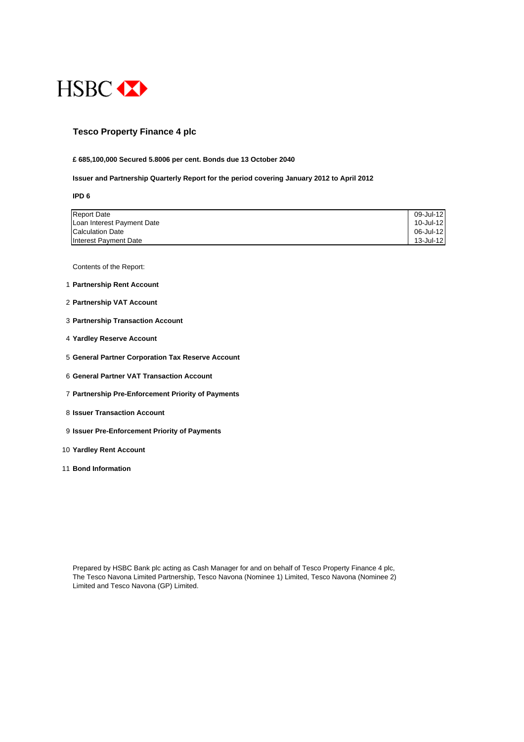HSBC

# Tesco Property Finance 4 plc

**£ 685,100,000 Secured 5.8006 per cent. Bonds due 13 October 2040**

**Issuer and Partnership Quarterly Report for the period covering January 2012 to April 2012**

**IPD 6**

| | |
|---|---|
| Report Date | 09-Jul-12 |
| Loan Interest Payment Date | 10-Jul-12 |
| Calculation Date | 06-Jul-12 |
| Interest Payment Date | 13-Jul-12 |

Contents of the Report:

1. **Partnership Rent Account**
2. **Partnership VAT Account**
3. **Partnership Transaction Account**
4. **Yardley Reserve Account**
5. **General Partner Corporation Tax Reserve Account**
6. **General Partner VAT Transaction Account**
7. **Partnership Pre-Enforcement Priority of Payments**
8. **Issuer Transaction Account**
9. **Issuer Pre-Enforcement Priority of Payments**
10. **Yardley Rent Account**
11. **Bond Information**

Prepared by HSBC Bank plc acting as Cash Manager for and on behalf of Tesco Property Finance 4 plc, The Tesco Navona Limited Partnership, Tesco Navona (Nominee 1) Limited, Tesco Navona (Nominee 2) Limited and Tesco Navona (GP) Limited.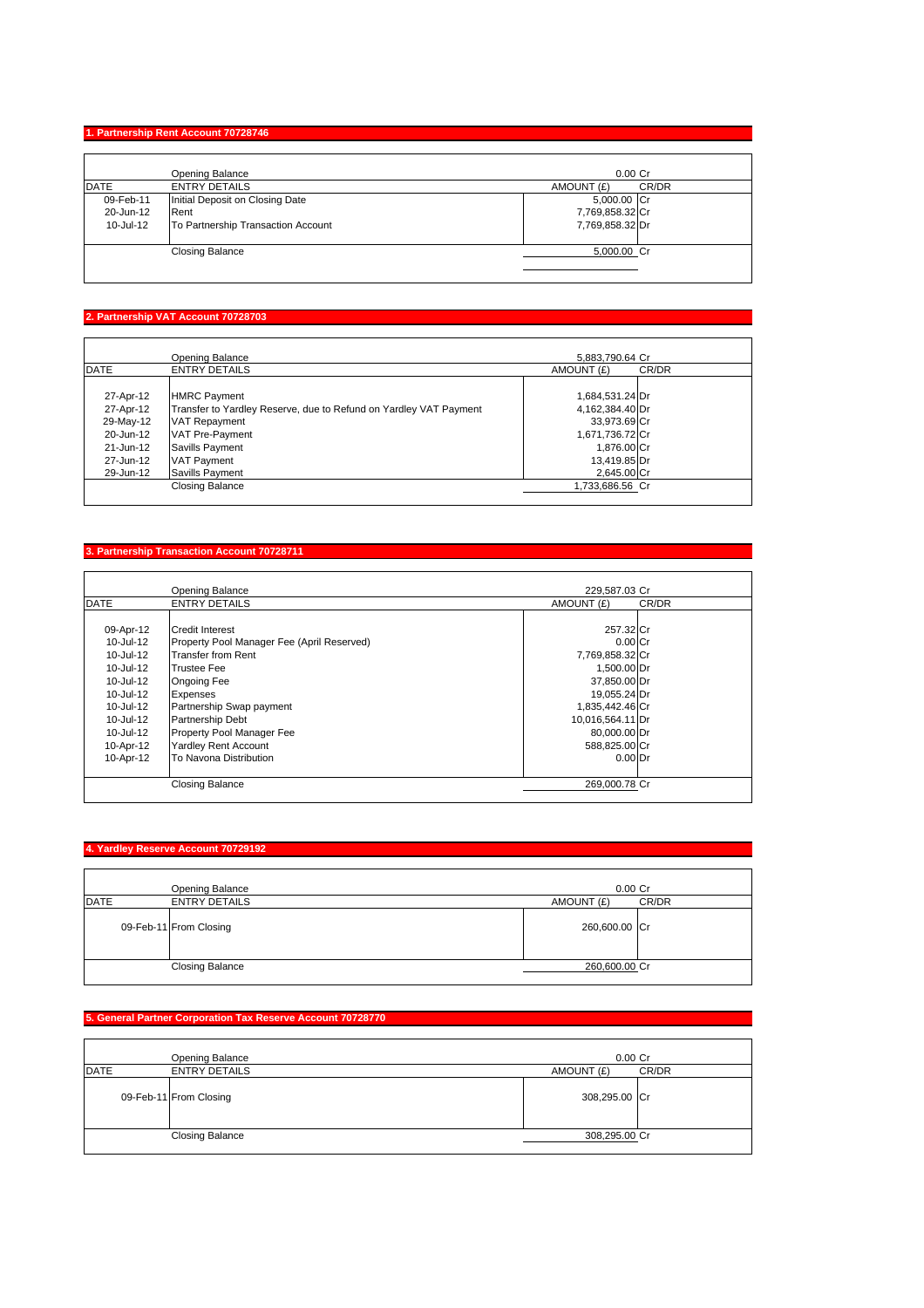## 1. Partnership Rent Account 70728746

| DATE | ENTRY DETAILS | AMOUNT (£) | CR/DR |
|---|---|---|---|
| | Opening Balance | 0.00 | Cr |
| 09-Feb-11 | Initial Deposit on Closing Date | 5,000.00 | Cr |
| 20-Jun-12 | Rent | 7,769,858.32 | Cr |
| 10-Jul-12 | To Partnership Transaction Account | 7,769,858.32 | Dr |
| | Closing Balance | 5,000.00 | Cr |

## 2. Partnership VAT Account 70728703

| DATE | ENTRY DETAILS | AMOUNT (£) | CR/DR |
|---|---|---|---|
| | Opening Balance | 5,883,790.64 | Cr |
| 27-Apr-12 | HMRC Payment | 1,684,531.24 | Dr |
| 27-Apr-12 | Transfer to Yardley Reserve, due to Refund on Yardley VAT Payment | 4,162,384.40 | Dr |
| 29-May-12 | VAT Repayment | 33,973.69 | Cr |
| 20-Jun-12 | VAT Pre-Payment | 1,671,736.72 | Cr |
| 21-Jun-12 | Savills Payment | 1,876.00 | Cr |
| 27-Jun-12 | VAT Payment | 13,419.85 | Dr |
| 29-Jun-12 | Savills Payment | 2,645.00 | Cr |
| | Closing Balance | 1,733,686.56 | Cr |

## 3. Partnership Transaction Account 70728711

| DATE | ENTRY DETAILS | AMOUNT (£) | CR/DR |
|---|---|---|---|
| | Opening Balance | 229,587.03 | Cr |
| 09-Apr-12 | Credit Interest | 257.32 | Cr |
| 10-Jul-12 | Property Pool Manager Fee (April Reserved) | 0.00 | Cr |
| 10-Jul-12 | Transfer from Rent | 7,769,858.32 | Cr |
| 10-Jul-12 | Trustee Fee | 1,500.00 | Dr |
| 10-Jul-12 | Ongoing Fee | 37,850.00 | Dr |
| 10-Jul-12 | Expenses | 19,055.24 | Dr |
| 10-Jul-12 | Partnership Swap payment | 1,835,442.46 | Cr |
| 10-Jul-12 | Partnership Debt | 10,016,564.11 | Dr |
| 10-Jul-12 | Property Pool Manager Fee | 80,000.00 | Dr |
| 10-Apr-12 | Yardley Rent Account | 588,825.00 | Cr |
| 10-Apr-12 | To Navona Distribution | 0.00 | Dr |
| | Closing Balance | 269,000.78 | Cr |

## 4. Yardley Reserve Account 70729192

| DATE | ENTRY DETAILS | AMOUNT (£) | CR/DR |
|---|---|---|---|
| | Opening Balance | 0.00 | Cr |
| 09-Feb-11 | From Closing | 260,600.00 | Cr |
| | Closing Balance | 260,600.00 | Cr |

## 5. General Partner Corporation Tax Reserve Account 70728770

| DATE | ENTRY DETAILS | AMOUNT (£) | CR/DR |
|---|---|---|---|
| | Opening Balance | 0.00 | Cr |
| 09-Feb-11 | From Closing | 308,295.00 | Cr |
| | Closing Balance | 308,295.00 | Cr |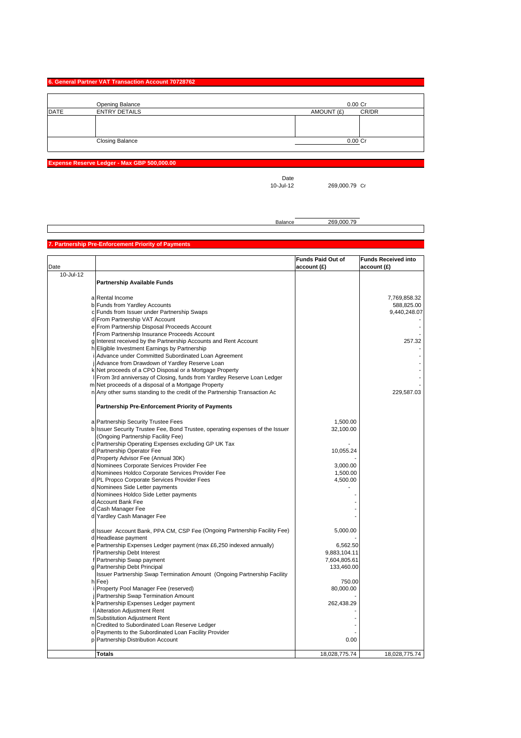## 6. General Partner VAT Transaction Account 70728762

| DATE | ENTRY DETAILS | AMOUNT (£) | CR/DR |
|---|---|---|---|
| | Opening Balance | 0.00 | Cr |
| | | | |
| | Closing Balance | 0.00 | Cr |

## Expense Reserve Ledger - Max GBP 500,000.00

| Date | | |
|---|---|---|
| 10-Jul-12 | 269,000.79 | Cr |
| Balance | 269,000.79 | |

## 7. Partnership Pre-Enforcement Priority of Payments

| Date | | | Funds Paid Out of account (£) | Funds Received into account (£) |
|---|---|---|---|---|
| 10-Jul-12 | | **Partnership Available Funds** | | |
| | a | Rental Income | | 7,769,858.32 |
| | b | Funds from Yardley Accounts | | 588,825.00 |
| | c | Funds from Issuer under Partnership Swaps | | 9,440,248.07 |
| | d | From Partnership VAT Account | | - |
| | e | From Partnership Disposal Proceeds Account | | - |
| | f | From Partnership Insurance Proceeds Account | | - |
| | g | Interest received by the Partnership Accounts and Rent Account | | 257.32 |
| | h | Eligible Investment Earnings by Partnership | | - |
| | i | Advance under Committed Subordinated Loan Agreement | | - |
| | j | Advance from Drawdown of Yardley Reserve Loan | | - |
| | k | Net proceeds of a CPO Disposal or a Mortgage Property | | - |
| | l | From 3rd anniversay of Closing, funds from Yardley Reserve Loan Ledger | | - |
| | m | Net proceeds of a disposal of a Mortgage Property | | - |
| | n | Any other sums standing to the credit of the Partnership Transaction Ac | | 229,587.03 |
| | | **Partnership Pre-Enforcement Priority of Payments** | | |
| | a | Partnership Security Trustee Fees | 1,500.00 | |
| | b | Issuer Security Trustee Fee, Bond Trustee, operating expenses of the Issuer (Ongoing Partnership Facility Fee) | 32,100.00 | |
| | c | Partnership Operating Expenses excluding GP UK Tax | - | |
| | d | Partnership Operator Fee | 10,055.24 | |
| | d | Property Advisor Fee (Annual 30K) | - | |
| | d | Nominees Corporate Services Provider Fee | 3,000.00 | |
| | d | Nominees Holdco Corporate Services Provider Fee | 1,500.00 | |
| | d | PL Propco Corporate Services Provider Fees | 4,500.00 | |
| | d | Nominees Side Letter payments | - | |
| | d | Nominees Holdco Side Letter payments | - | |
| | d | Account Bank Fee | - | |
| | d | Cash Manager Fee | - | |
| | d | Yardley Cash Manager Fee | - | |
| | d | Issuer Account Bank, PPA CM, CSP Fee (Ongoing Partnership Facility Fee) | 5,000.00 | |
| | d | Headlease payment | - | |
| | e | Partnership Expenses Ledger payment (max £6,250 indexed annually) | 6,562.50 | |
| | f | Partnership Debt Interest | 9,883,104.11 | |
| | f | Partnership Swap payment | 7,604,805.61 | |
| | g | Partnership Debt Principal | 133,460.00 | |
| | h | Issuer Partnership Swap Termination Amount (Ongoing Partnership Facility Fee) | 750.00 | |
| | i | Property Pool Manager Fee (reserved) | 80,000.00 | |
| | j | Partnership Swap Termination Amount | - | |
| | k | Partnership Expenses Ledger payment | 262,438.29 | |
| | l | Alteration Adjustment Rent | - | |
| | m | Substitution Adjustment Rent | - | |
| | n | Credited to Subordinated Loan Reserve Ledger | - | |
| | o | Payments to the Subordinated Loan Facility Provider | - | |
| | p | Partnership Distribution Account | 0.00 | |
| | | **Totals** | 18,028,775.74 | 18,028,775.74 |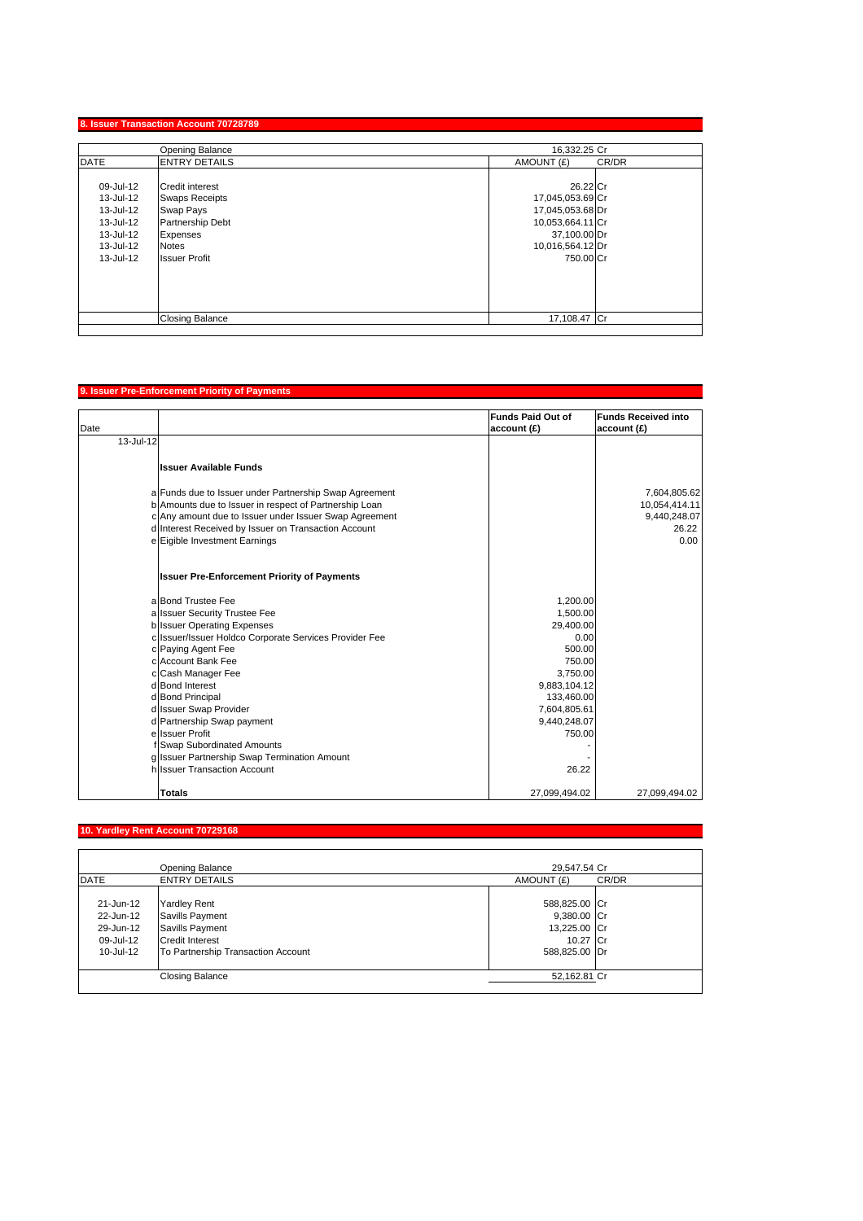## 8. Issuer Transaction Account 70728789

| DATE | ENTRY DETAILS | AMOUNT (£) | CR/DR |
|---|---|---|---|
| | Opening Balance | 16,332.25 | Cr |
| 09-Jul-12 | Credit interest | 26.22 | Cr |
| 13-Jul-12 | Swaps Receipts | 17,045,053.69 | Cr |
| 13-Jul-12 | Swap Pays | 17,045,053.68 | Dr |
| 13-Jul-12 | Partnership Debt | 10,053,664.11 | Cr |
| 13-Jul-12 | Expenses | 37,100.00 | Dr |
| 13-Jul-12 | Notes | 10,016,564.12 | Dr |
| 13-Jul-12 | Issuer Profit | 750.00 | Cr |
| | Closing Balance | 17,108.47 | Cr |

## 9. Issuer Pre-Enforcement Priority of Payments

| Date | | | Funds Paid Out of account (£) | Funds Received into account (£) |
|---|---|---|---|---|
| 13-Jul-12 | | | | |
| | | **Issuer Available Funds** | | |
| | a | Funds due to Issuer under Partnership Swap Agreement | | 7,604,805.62 |
| | b | Amounts due to Issuer in respect of Partnership Loan | | 10,054,414.11 |
| | c | Any amount due to Issuer under Issuer Swap Agreement | | 9,440,248.07 |
| | d | Interest Received by Issuer on Transaction Account | | 26.22 |
| | e | Eigible Investment Earnings | | 0.00 |
| | | **Issuer Pre-Enforcement Priority of Payments** | | |
| | a | Bond Trustee Fee | 1,200.00 | |
| | a | Issuer Security Trustee Fee | 1,500.00 | |
| | b | Issuer Operating Expenses | 29,400.00 | |
| | c | Issuer/Issuer Holdco Corporate Services Provider Fee | 0.00 | |
| | c | Paying Agent Fee | 500.00 | |
| | c | Account Bank Fee | 750.00 | |
| | c | Cash Manager Fee | 3,750.00 | |
| | d | Bond Interest | 9,883,104.12 | |
| | d | Bond Principal | 133,460.00 | |
| | d | Issuer Swap Provider | 7,604,805.61 | |
| | d | Partnership Swap payment | 9,440,248.07 | |
| | e | Issuer Profit | 750.00 | |
| | f | Swap Subordinated Amounts | - | |
| | g | Issuer Partnership Swap Termination Amount | - | |
| | h | Issuer Transaction Account | 26.22 | |
| | | **Totals** | 27,099,494.02 | 27,099,494.02 |

## 10. Yardley Rent Account 70729168

| DATE | ENTRY DETAILS | AMOUNT (£) | CR/DR |
|---|---|---|---|
| | Opening Balance | 29,547.54 | Cr |
| 21-Jun-12 | Yardley Rent | 588,825.00 | Cr |
| 22-Jun-12 | Savills Payment | 9,380.00 | Cr |
| 29-Jun-12 | Savills Payment | 13,225.00 | Cr |
| 09-Jul-12 | Credit Interest | 10.27 | Cr |
| 10-Jul-12 | To Partnership Transaction Account | 588,825.00 | Dr |
| | Closing Balance | 52,162.81 | Cr |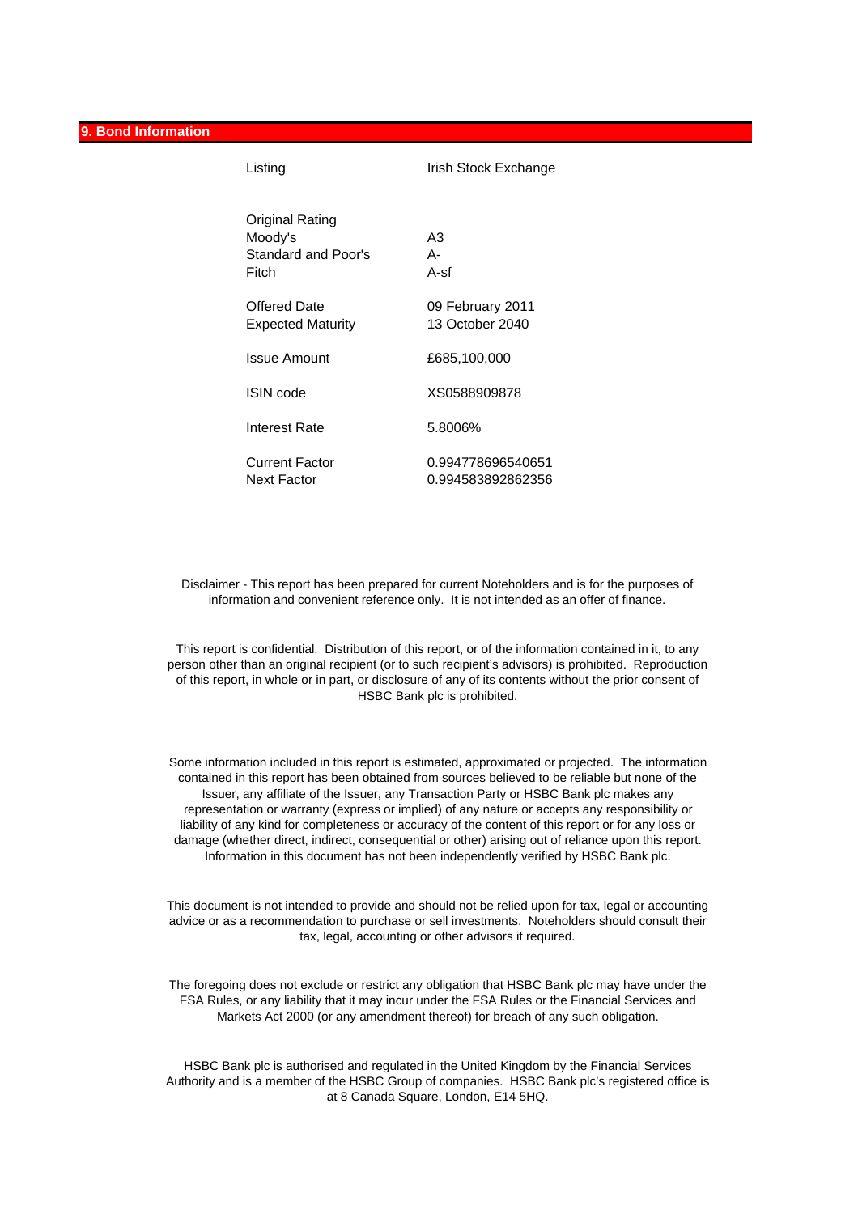## 9. Bond Information

| | |
|---|---|
| Listing | Irish Stock Exchange |
| Original Rating | |
| Moody's | A3 |
| Standard and Poor's | A- |
| Fitch | A-sf |
| Offered Date | 09 February 2011 |
| Expected Maturity | 13 October 2040 |
| Issue Amount | £685,100,000 |
| ISIN code | XS0588909878 |
| Interest Rate | 5.8006% |
| Current Factor | 0.994778696540651 |
| Next Factor | 0.994583892862356 |

Disclaimer - This report has been prepared for current Noteholders and is for the purposes of information and convenient reference only. It is not intended as an offer of finance.

This report is confidential. Distribution of this report, or of the information contained in it, to any person other than an original recipient (or to such recipient's advisors) is prohibited. Reproduction of this report, in whole or in part, or disclosure of any of its contents without the prior consent of HSBC Bank plc is prohibited.

Some information included in this report is estimated, approximated or projected. The information contained in this report has been obtained from sources believed to be reliable but none of the Issuer, any affiliate of the Issuer, any Transaction Party or HSBC Bank plc makes any representation or warranty (express or implied) of any nature or accepts any responsibility or liability of any kind for completeness or accuracy of the content of this report or for any loss or damage (whether direct, indirect, consequential or other) arising out of reliance upon this report. Information in this document has not been independently verified by HSBC Bank plc.

This document is not intended to provide and should not be relied upon for tax, legal or accounting advice or as a recommendation to purchase or sell investments. Noteholders should consult their tax, legal, accounting or other advisors if required.

The foregoing does not exclude or restrict any obligation that HSBC Bank plc may have under the FSA Rules, or any liability that it may incur under the FSA Rules or the Financial Services and Markets Act 2000 (or any amendment thereof) for breach of any such obligation.

HSBC Bank plc is authorised and regulated in the United Kingdom by the Financial Services Authority and is a member of the HSBC Group of companies. HSBC Bank plc's registered office is at 8 Canada Square, London, E14 5HQ.